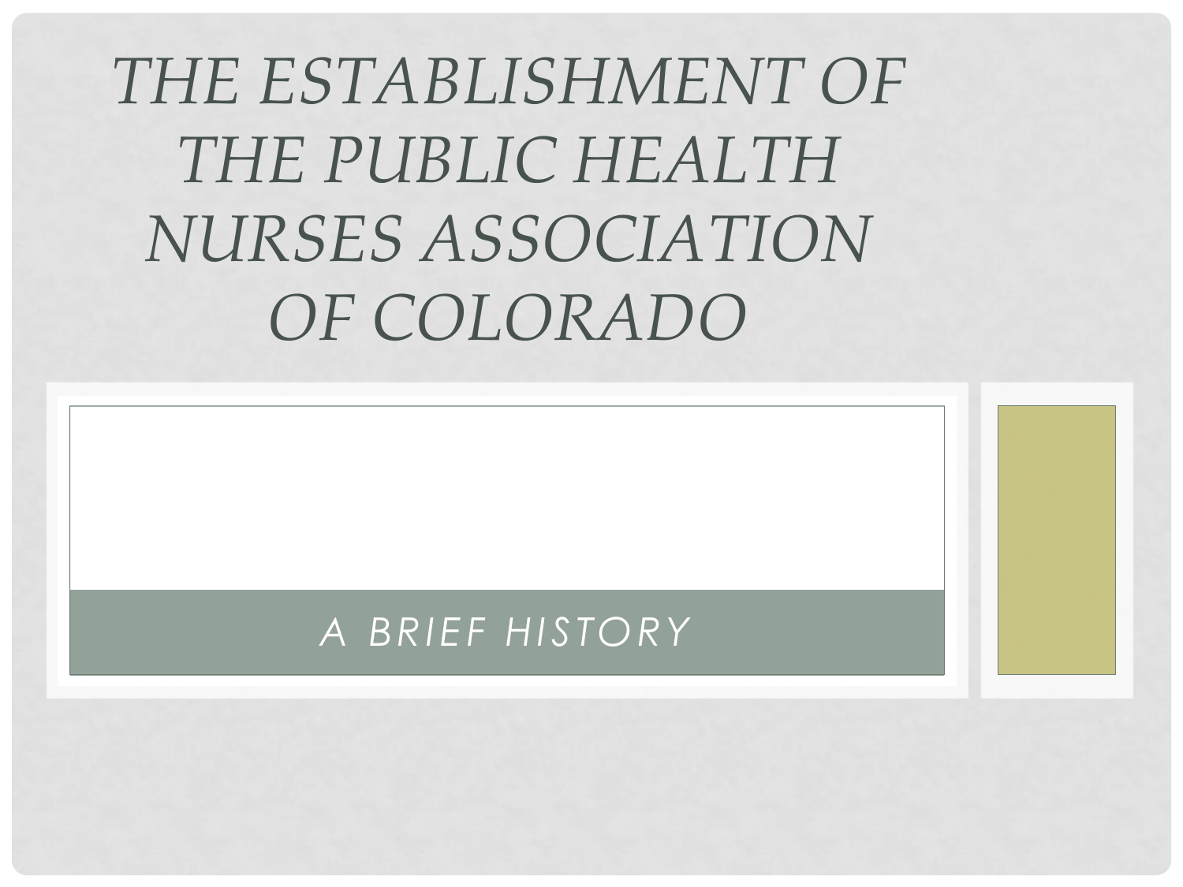# THE ESTABLISHMENT OF THE PUBLIC HEALTH NURSES ASSOCIATION OF COLORADO

## A BRIEF HISTORY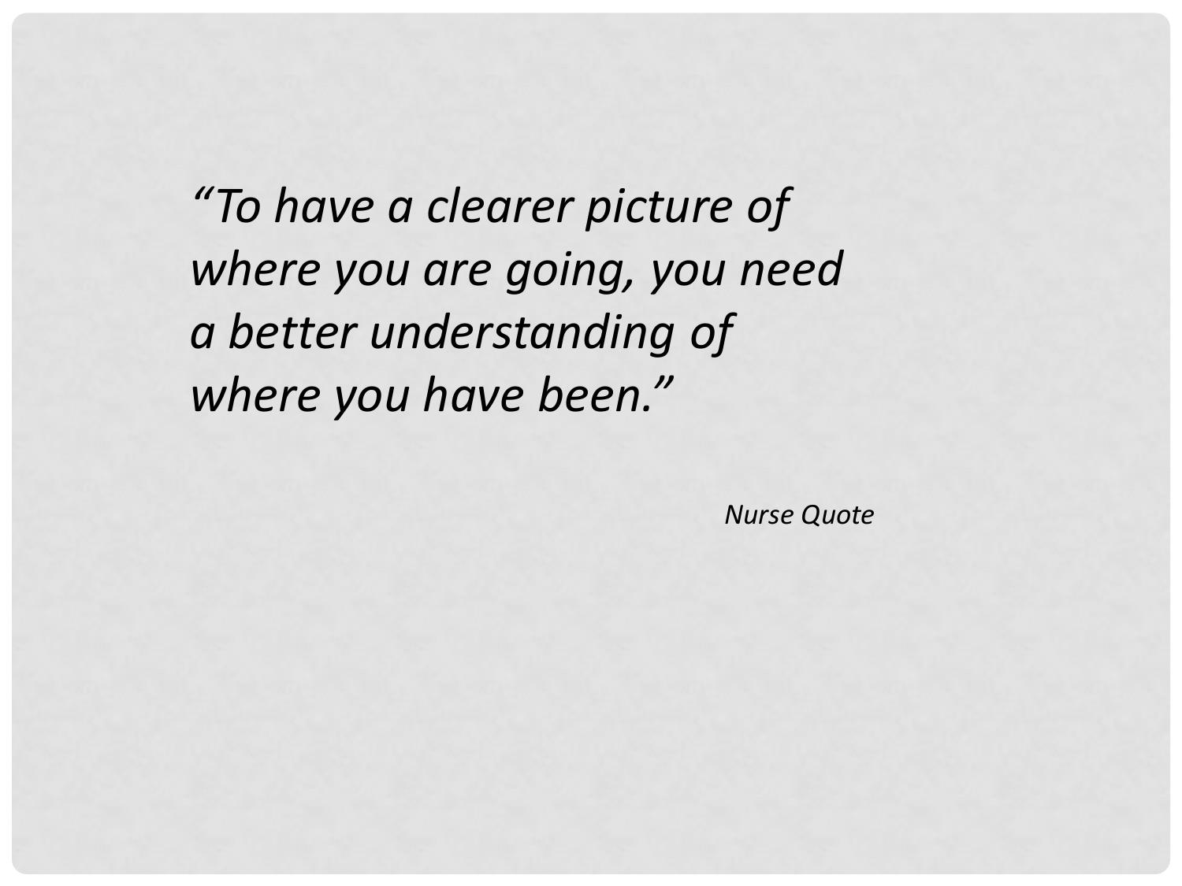*"To have a clearer picture of where you are going, you need a better understanding of where you have been."*

*Nurse Quote*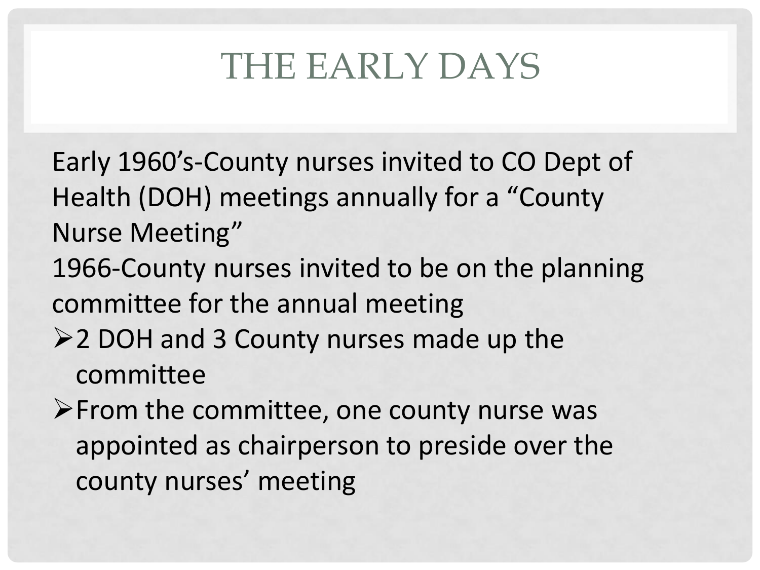# THE EARLY DAYS

Early 1960's-County nurses invited to CO Dept of Health (DOH) meetings annually for a "County Nurse Meeting"

1966-County nurses invited to be on the planning committee for the annual meeting

- 2 DOH and 3 County nurses made up the committee
- From the committee, one county nurse was appointed as chairperson to preside over the county nurses' meeting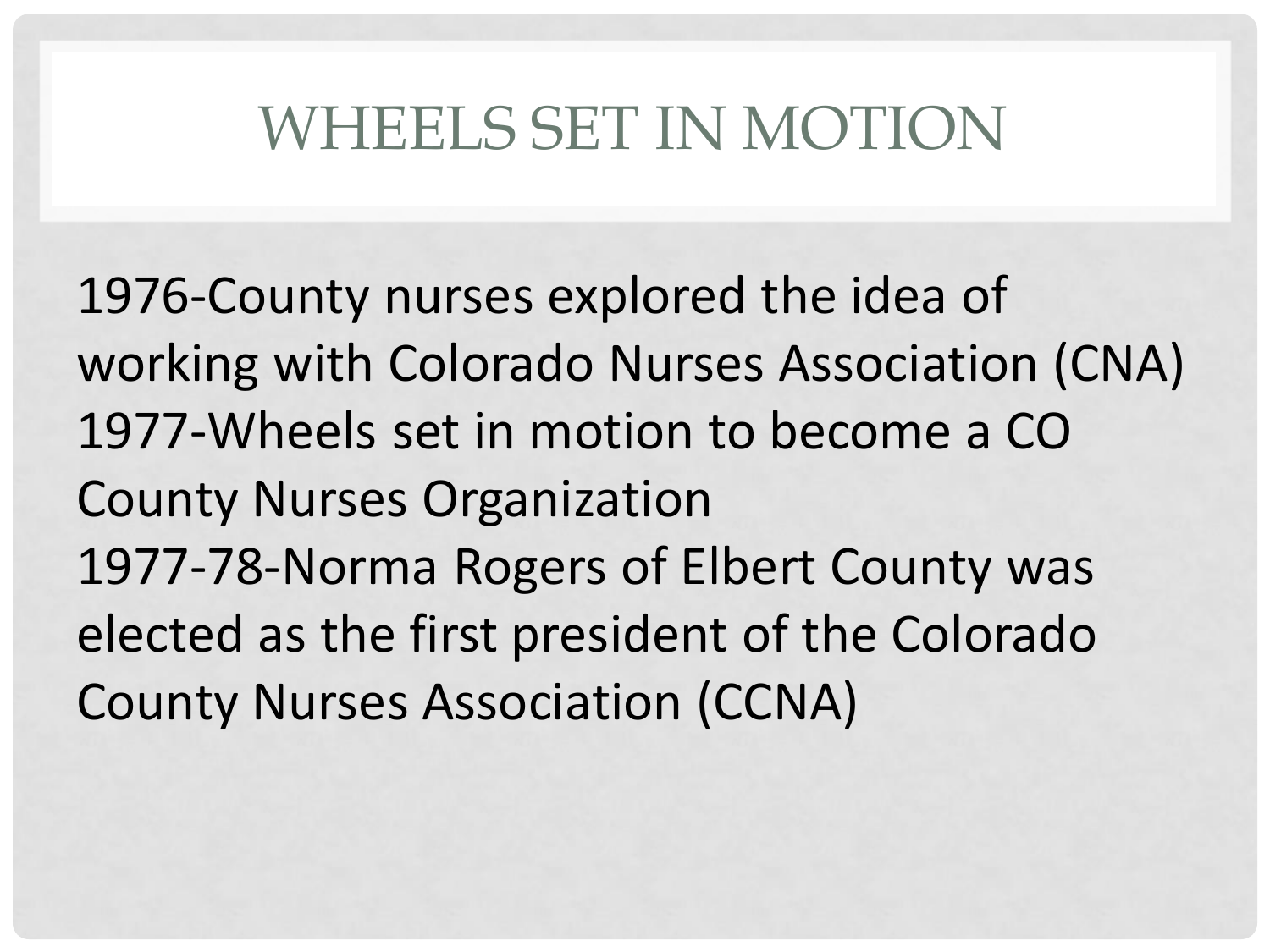# WHEELS SET IN MOTION

1976-County nurses explored the idea of working with Colorado Nurses Association (CNA)

1977-Wheels set in motion to become a CO County Nurses Organization

1977-78-Norma Rogers of Elbert County was elected as the first president of the Colorado County Nurses Association (CCNA)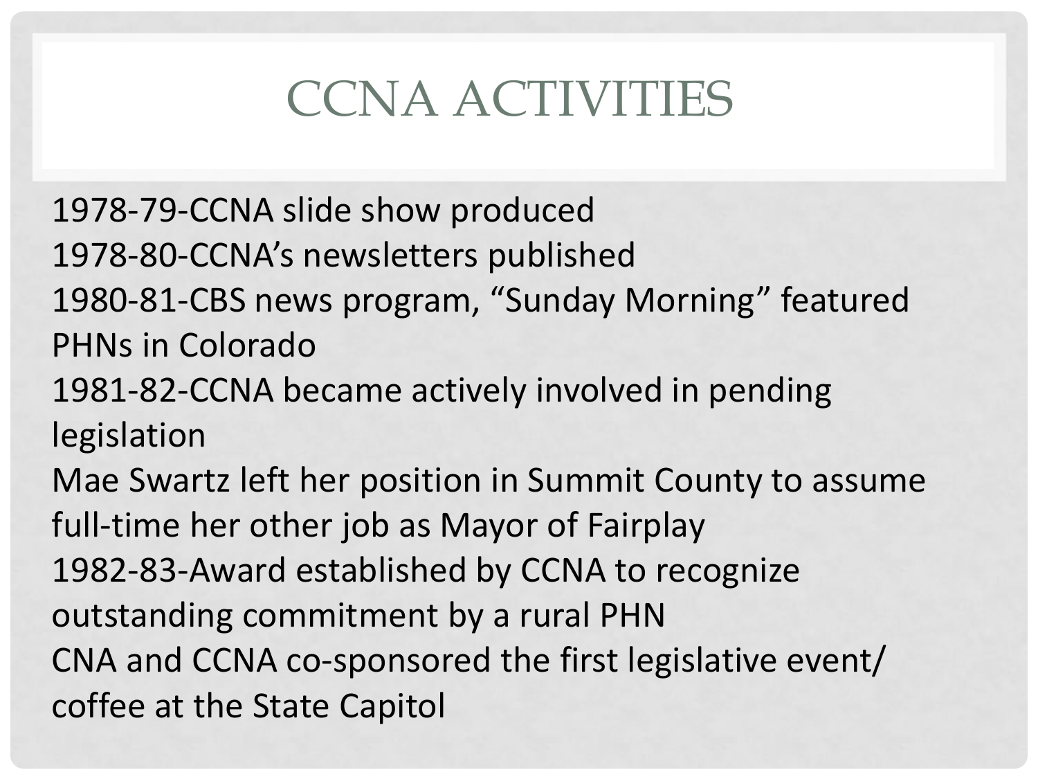# CCNA ACTIVITIES

1978-79-CCNA slide show produced
1978-80-CCNA's newsletters published
1980-81-CBS news program, "Sunday Morning" featured PHNs in Colorado
1981-82-CCNA became actively involved in pending legislation
Mae Swartz left her position in Summit County to assume full-time her other job as Mayor of Fairplay
1982-83-Award established by CCNA to recognize outstanding commitment by a rural PHN
CNA and CCNA co-sponsored the first legislative event/ coffee at the State Capitol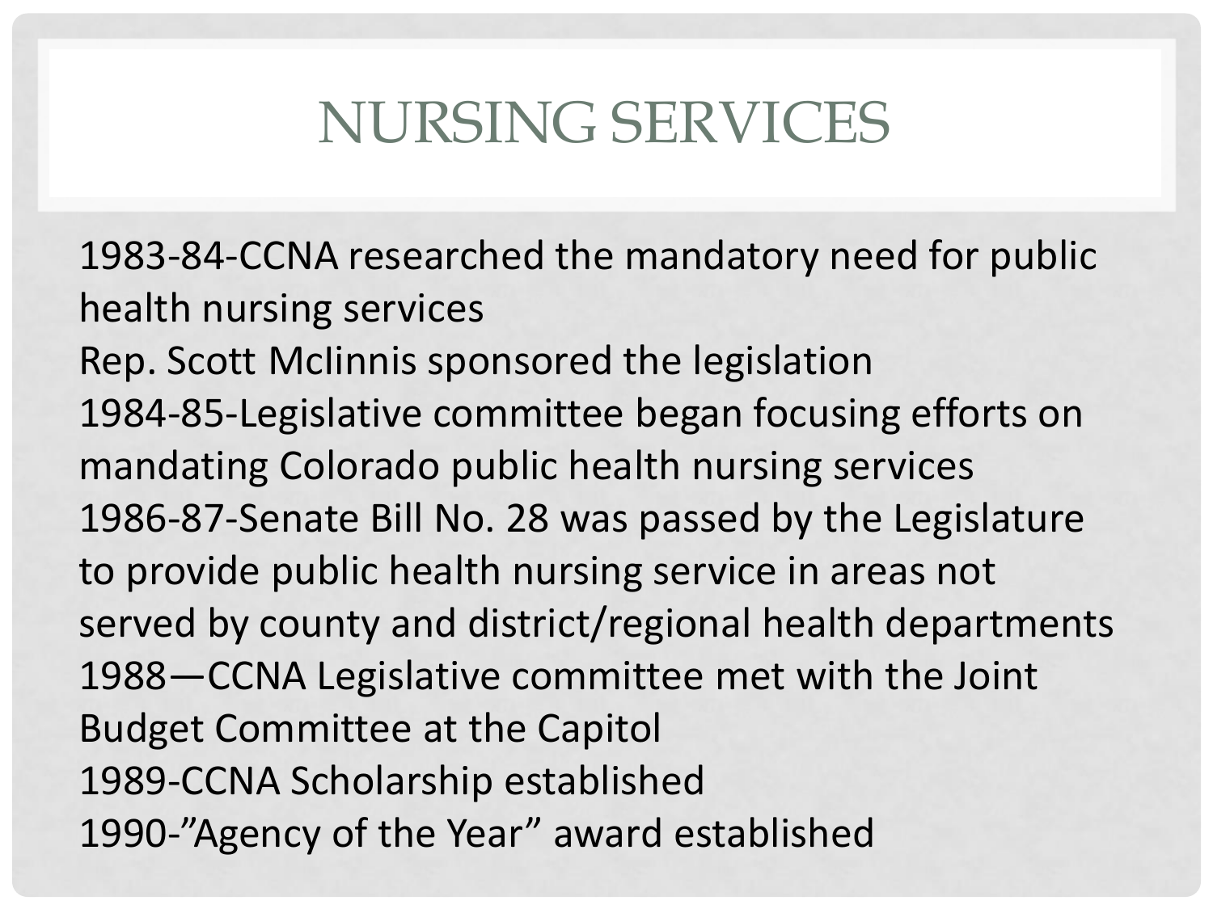# NURSING SERVICES

1983-84-CCNA researched the mandatory need for public health nursing services
Rep. Scott Mclinnis sponsored the legislation
1984-85-Legislative committee began focusing efforts on mandating Colorado public health nursing services
1986-87-Senate Bill No. 28 was passed by the Legislature to provide public health nursing service in areas not served by county and district/regional health departments
1988—CCNA Legislative committee met with the Joint Budget Committee at the Capitol
1989-CCNA Scholarship established
1990-"Agency of the Year" award established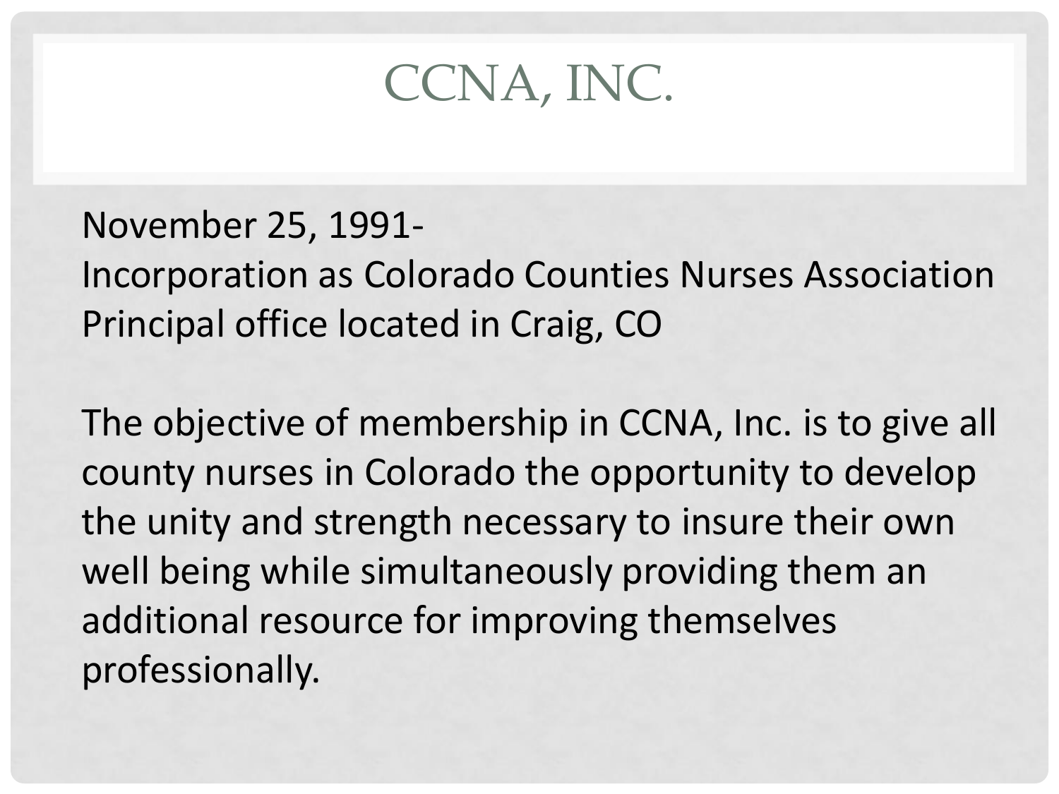# CCNA, INC.

November 25, 1991-
Incorporation as Colorado Counties Nurses Association
Principal office located in Craig, CO

The objective of membership in CCNA, Inc. is to give all county nurses in Colorado the opportunity to develop the unity and strength necessary to insure their own well being while simultaneously providing them an additional resource for improving themselves professionally.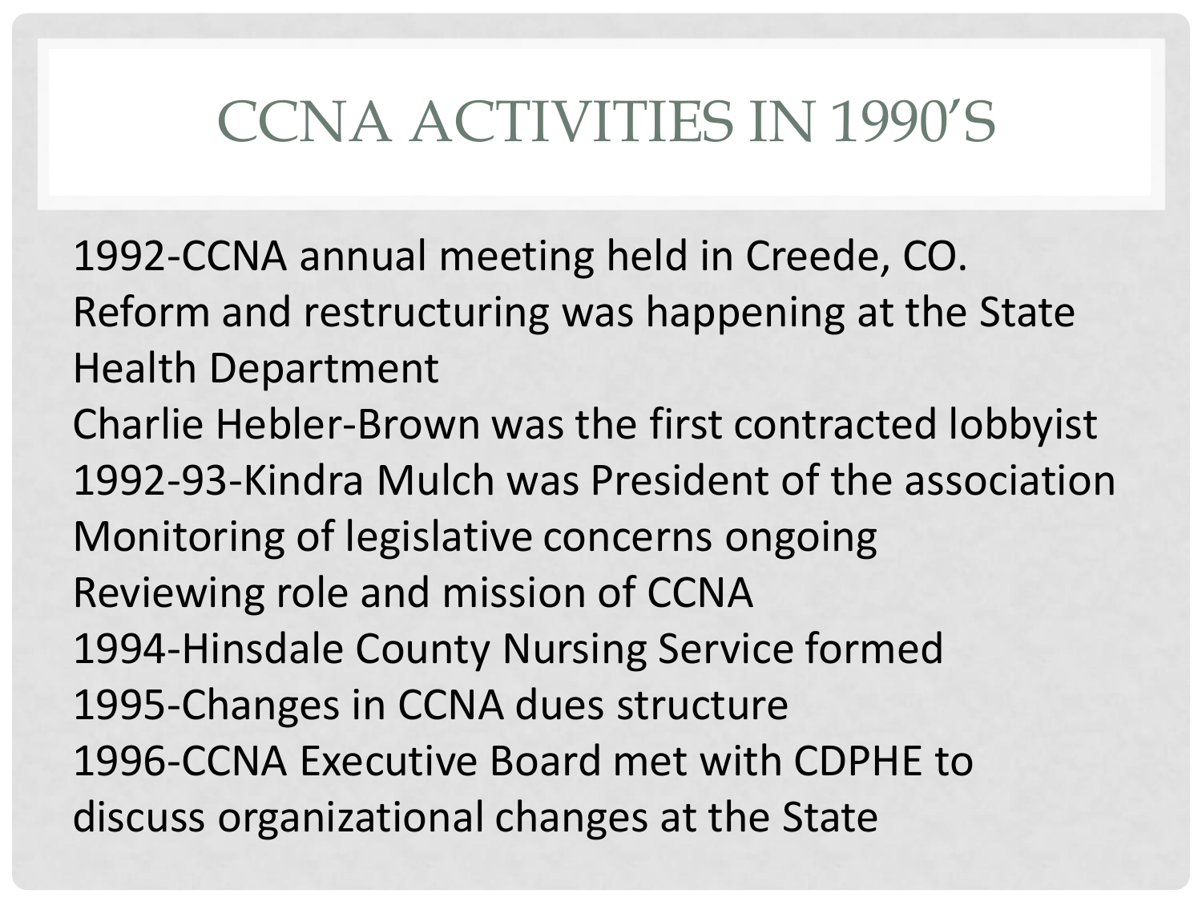# CCNA ACTIVITIES IN 1990'S

1992-CCNA annual meeting held in Creede, CO.
Reform and restructuring was happening at the State Health Department
Charlie Hebler-Brown was the first contracted lobbyist
1992-93-Kindra Mulch was President of the association
Monitoring of legislative concerns ongoing
Reviewing role and mission of CCNA
1994-Hinsdale County Nursing Service formed
1995-Changes in CCNA dues structure
1996-CCNA Executive Board met with CDPHE to discuss organizational changes at the State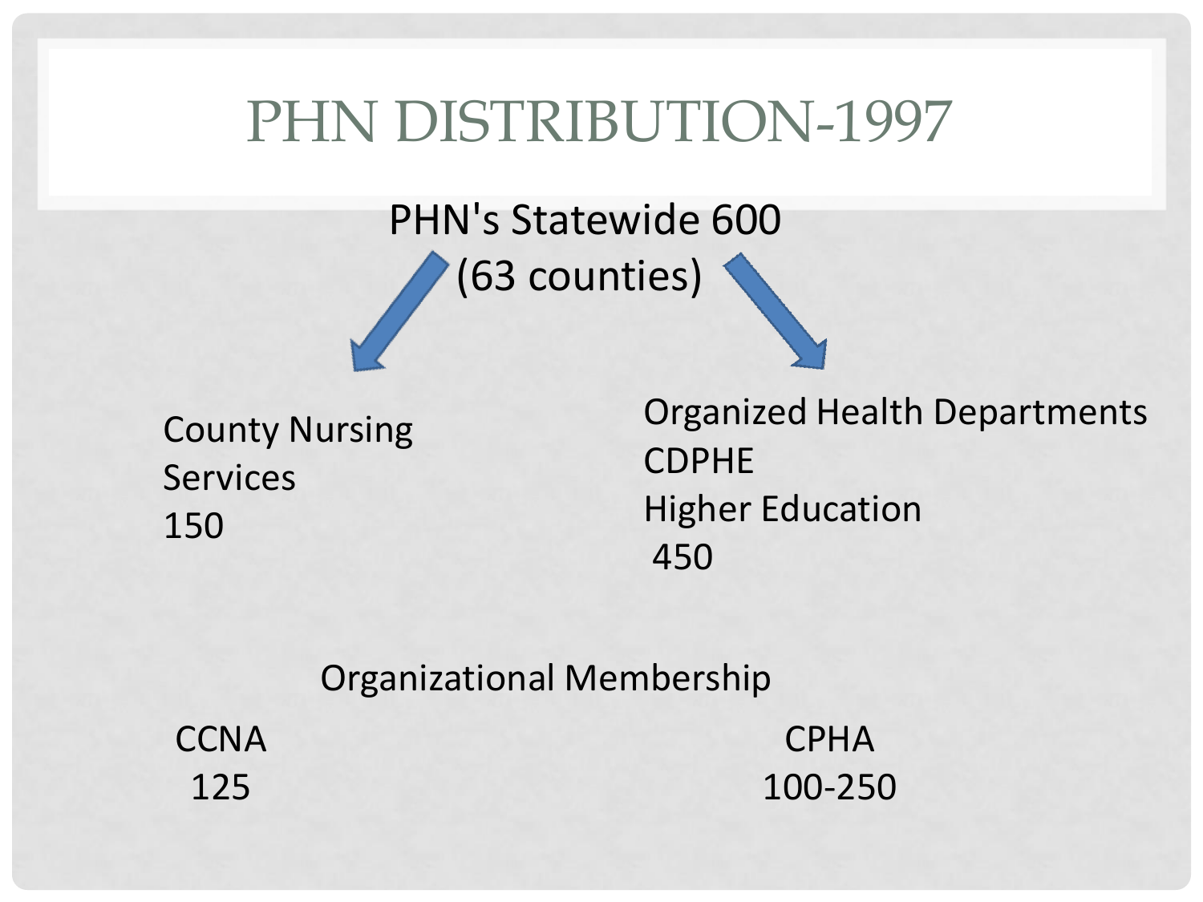# PHN DISTRIBUTION-1997

PHN's Statewide 600
(63 counties)

County Nursing Services
150

Organized Health Departments
CDPHE
Higher Education
450

Organizational Membership

CCNA
125

CPHA
100-250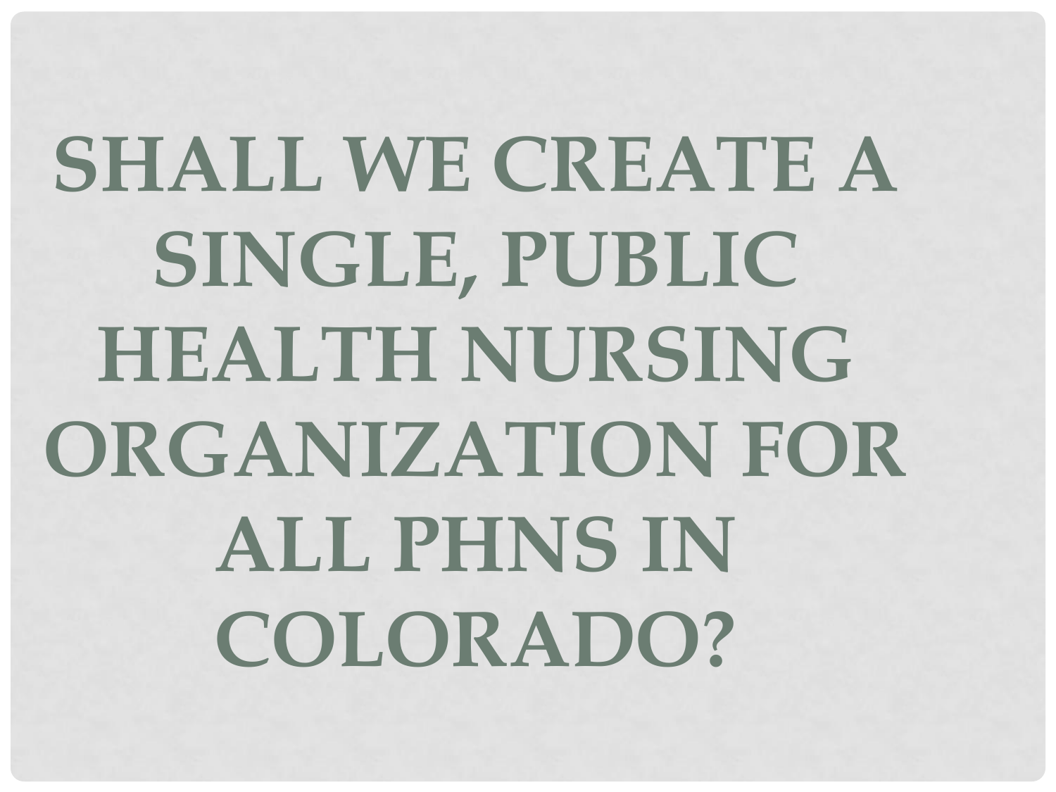# SHALL WE CREATE A SINGLE, PUBLIC HEALTH NURSING ORGANIZATION FOR ALL PHNS IN COLORADO?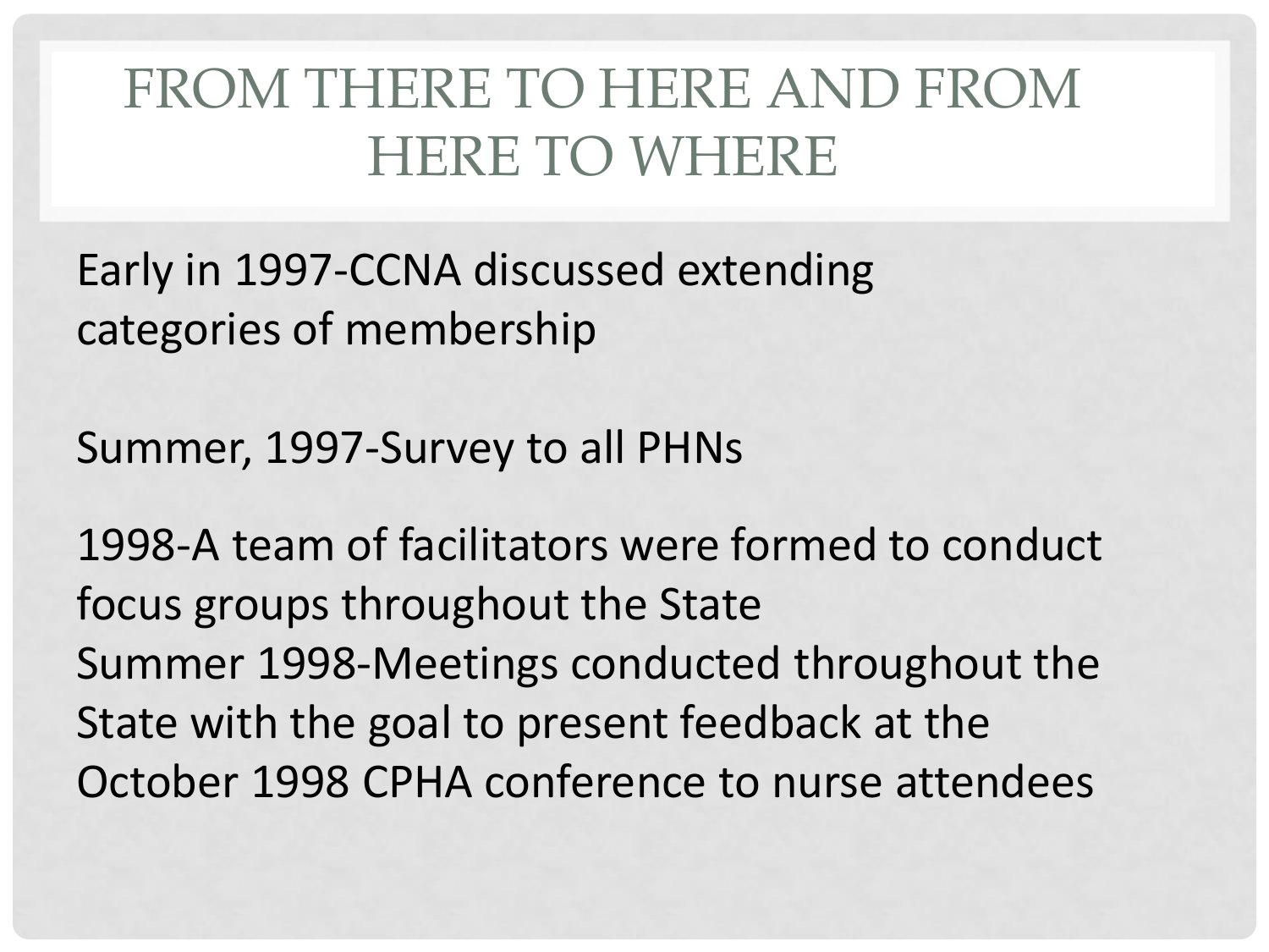# FROM THERE TO HERE AND FROM HERE TO WHERE

Early in 1997-CCNA discussed extending categories of membership

Summer, 1997-Survey to all PHNs

1998-A team of facilitators were formed to conduct focus groups throughout the State

Summer 1998-Meetings conducted throughout the State with the goal to present feedback at the October 1998 CPHA conference to nurse attendees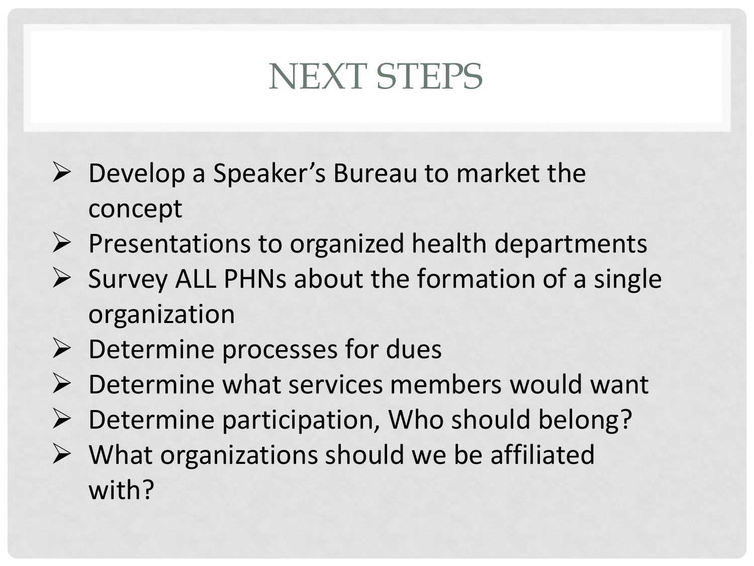# NEXT STEPS

- Develop a Speaker's Bureau to market the concept
- Presentations to organized health departments
- Survey ALL PHNs about the formation of a single organization
- Determine processes for dues
- Determine what services members would want
- Determine participation, Who should belong?
- What organizations should we be affiliated with?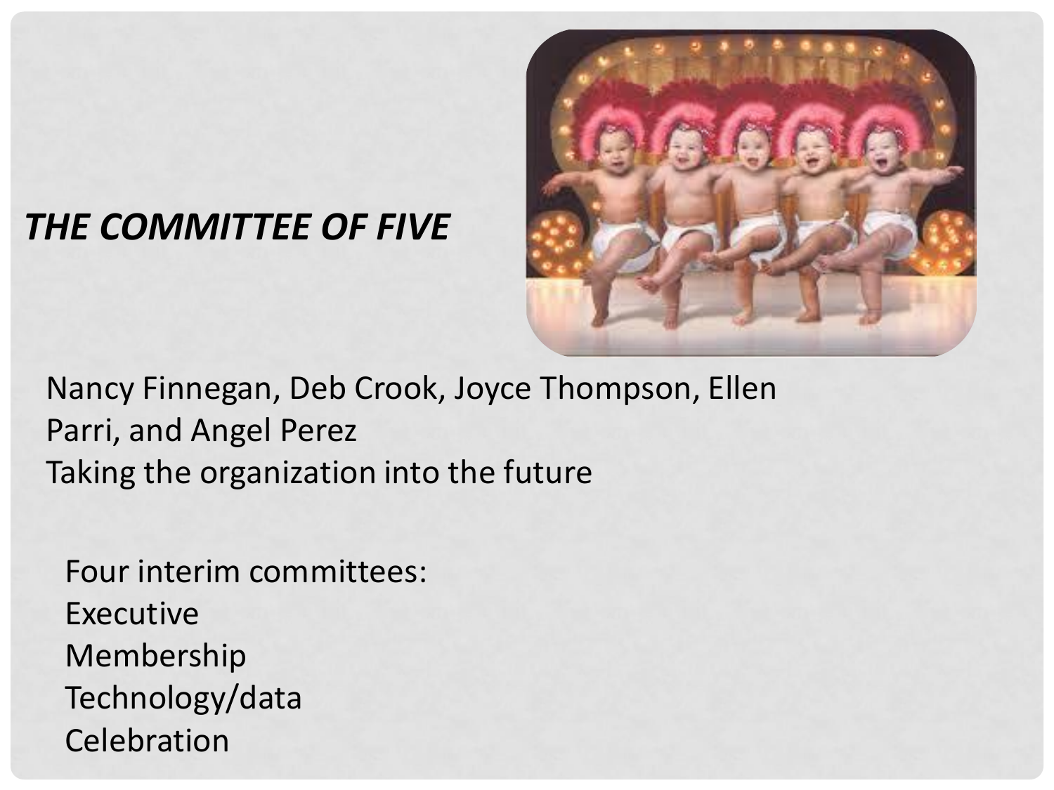***THE COMMITTEE OF FIVE***

Nancy Finnegan, Deb Crook, Joyce Thompson, Ellen Parri, and Angel Perez
Taking the organization into the future

Four interim committees:
Executive
Membership
Technology/data
Celebration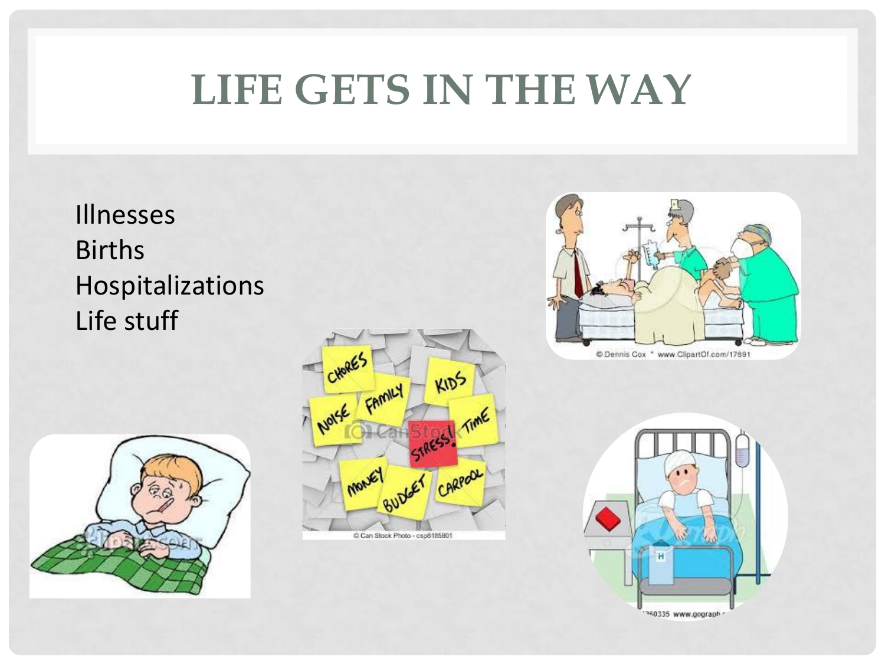# LIFE GETS IN THE WAY

Illnesses
Births
Hospitalizations
Life stuff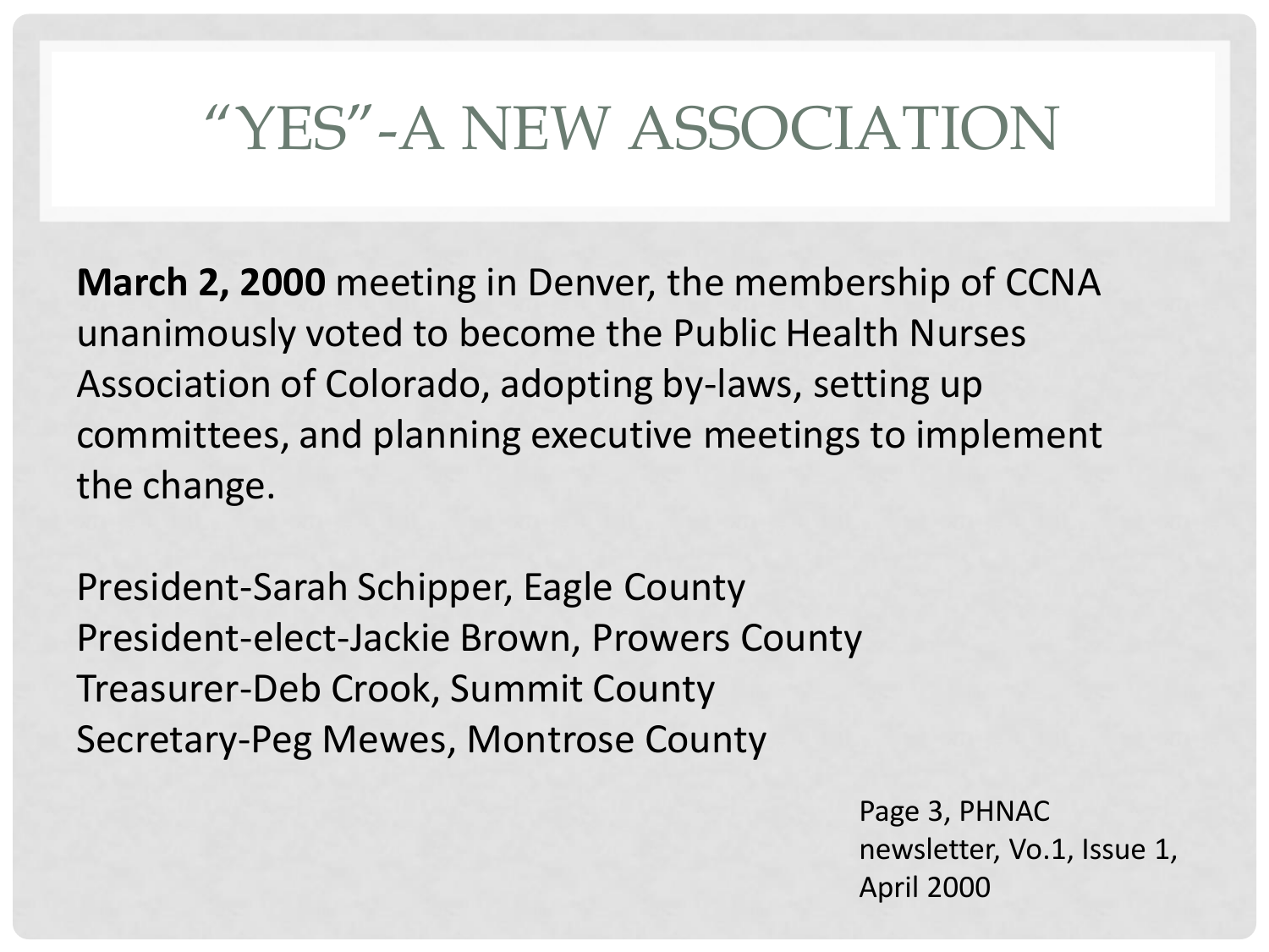# "YES"-A NEW ASSOCIATION

**March 2, 2000** meeting in Denver, the membership of CCNA unanimously voted to become the Public Health Nurses Association of Colorado, adopting by-laws, setting up committees, and planning executive meetings to implement the change.

President-Sarah Schipper, Eagle County
President-elect-Jackie Brown, Prowers County
Treasurer-Deb Crook, Summit County
Secretary-Peg Mewes, Montrose County

Page 3, PHNAC newsletter, Vo.1, Issue 1, April 2000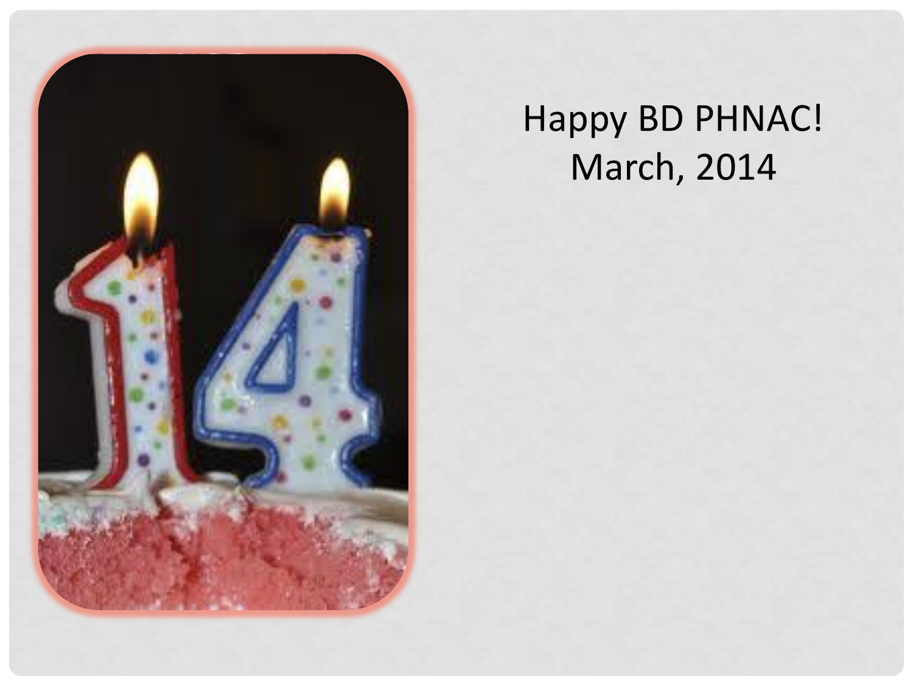Happy BD PHNAC!
March, 2014